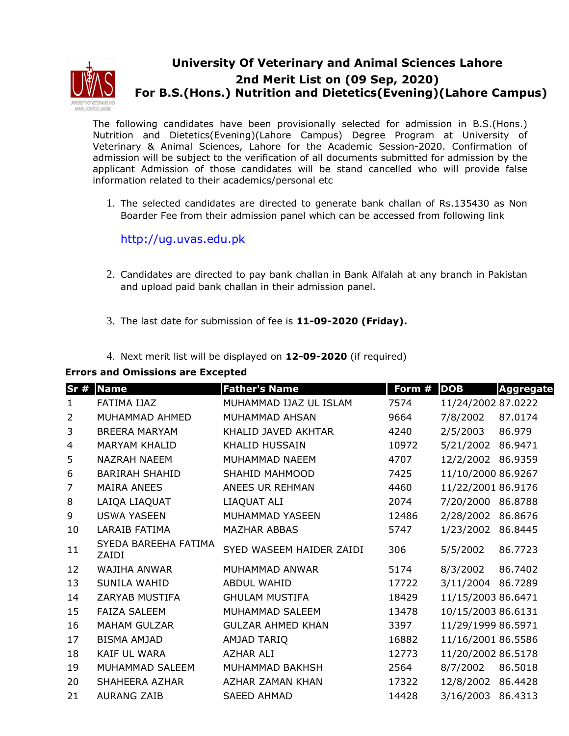# University Of Veterinary and Animal Sciences Lahore

## 2nd Merit List on (09 Sep, 2020)

## For B.S.(Hons.) Nutrition and Dietetics(Evening)(Lahore Campus)

The following candidates have been provisionally selected for admission in B.S.(Hons.) Nutrition and Dietetics(Evening)(Lahore Campus) Degree Program at University of Veterinary & Animal Sciences, Lahore for the Academic Session-2020. Confirmation of admission will be subject to the verification of all documents submitted for admission by the applicant Admission of those candidates will be stand cancelled who will provide false information related to their academics/personal etc

1. The selected candidates are directed to generate bank challan of Rs.135430 as Non Boarder Fee from their admission panel which can be accessed from following link

   http://ug.uvas.edu.pk

2. Candidates are directed to pay bank challan in Bank Alfalah at any branch in Pakistan and upload paid bank challan in their admission panel.

3. The last date for submission of fee is **11-09-2020 (Friday).**

4. Next merit list will be displayed on **12-09-2020** (if required)

**Errors and Omissions are Excepted**

| Sr # | Name | Father's Name | Form # | DOB | Aggregate |
|---|---|---|---|---|---|
| 1 | FATIMA IJAZ | MUHAMMAD IJAZ UL ISLAM | 7574 | 11/24/2002 | 87.0222 |
| 2 | MUHAMMAD AHMED | MUHAMMAD AHSAN | 9664 | 7/8/2002 | 87.0174 |
| 3 | BREERA MARYAM | KHALID JAVED AKHTAR | 4240 | 2/5/2003 | 86.979 |
| 4 | MARYAM KHALID | KHALID HUSSAIN | 10972 | 5/21/2002 | 86.9471 |
| 5 | NAZRAH NAEEM | MUHAMMAD NAEEM | 4707 | 12/2/2002 | 86.9359 |
| 6 | BARIRAH SHAHID | SHAHID MAHMOOD | 7425 | 11/10/2000 | 86.9267 |
| 7 | MAIRA ANEES | ANEES UR REHMAN | 4460 | 11/22/2001 | 86.9176 |
| 8 | LAIQA LIAQUAT | LIAQUAT ALI | 2074 | 7/20/2000 | 86.8788 |
| 9 | USWA YASEEN | MUHAMMAD YASEEN | 12486 | 2/28/2002 | 86.8676 |
| 10 | LARAIB FATIMA | MAZHAR ABBAS | 5747 | 1/23/2002 | 86.8445 |
| 11 | SYEDA BAREEHA FATIMA ZAIDI | SYED WASEEM HAIDER ZAIDI | 306 | 5/5/2002 | 86.7723 |
| 12 | WAJIHA ANWAR | MUHAMMAD ANWAR | 5174 | 8/3/2002 | 86.7402 |
| 13 | SUNILA WAHID | ABDUL WAHID | 17722 | 3/11/2004 | 86.7289 |
| 14 | ZARYAB MUSTIFA | GHULAM MUSTIFA | 18429 | 11/15/2003 | 86.6471 |
| 15 | FAIZA SALEEM | MUHAMMAD SALEEM | 13478 | 10/15/2003 | 86.6131 |
| 16 | MAHAM GULZAR | GULZAR AHMED KHAN | 3397 | 11/29/1999 | 86.5971 |
| 17 | BISMA AMJAD | AMJAD TARIQ | 16882 | 11/16/2001 | 86.5586 |
| 18 | KAIF UL WARA | AZHAR ALI | 12773 | 11/20/2002 | 86.5178 |
| 19 | MUHAMMAD SALEEM | MUHAMMAD BAKHSH | 2564 | 8/7/2002 | 86.5018 |
| 20 | SHAHEERA AZHAR | AZHAR ZAMAN KHAN | 17322 | 12/8/2002 | 86.4428 |
| 21 | AURANG ZAIB | SAEED AHMAD | 14428 | 3/16/2003 | 86.4313 |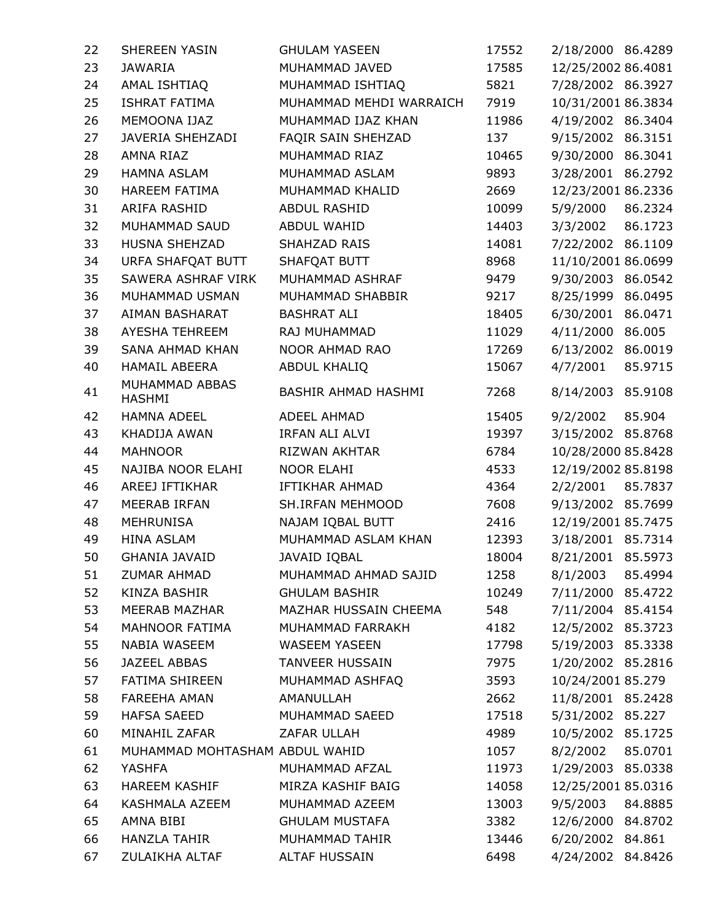| 22 | SHEREEN YASIN | GHULAM YASEEN | 17552 | 2/18/2000 | 86.4289 |
|---|---|---|---|---|---|
| 23 | JAWARIA | MUHAMMAD JAVED | 17585 | 12/25/2002 | 86.4081 |
| 24 | AMAL ISHTIAQ | MUHAMMAD ISHTIAQ | 5821 | 7/28/2002 | 86.3927 |
| 25 | ISHRAT FATIMA | MUHAMMAD MEHDI WARRAICH | 7919 | 10/31/2001 | 86.3834 |
| 26 | MEMOONA IJAZ | MUHAMMAD IJAZ KHAN | 11986 | 4/19/2002 | 86.3404 |
| 27 | JAVERIA SHEHZADI | FAQIR SAIN SHEHZAD | 137 | 9/15/2002 | 86.3151 |
| 28 | AMNA RIAZ | MUHAMMAD RIAZ | 10465 | 9/30/2000 | 86.3041 |
| 29 | HAMNA ASLAM | MUHAMMAD ASLAM | 9893 | 3/28/2001 | 86.2792 |
| 30 | HAREEM FATIMA | MUHAMMAD KHALID | 2669 | 12/23/2001 | 86.2336 |
| 31 | ARIFA RASHID | ABDUL RASHID | 10099 | 5/9/2000 | 86.2324 |
| 32 | MUHAMMAD SAUD | ABDUL WAHID | 14403 | 3/3/2002 | 86.1723 |
| 33 | HUSNA SHEHZAD | SHAHZAD RAIS | 14081 | 7/22/2002 | 86.1109 |
| 34 | URFA SHAFQAT BUTT | SHAFQAT BUTT | 8968 | 11/10/2001 | 86.0699 |
| 35 | SAWERA ASHRAF VIRK | MUHAMMAD ASHRAF | 9479 | 9/30/2003 | 86.0542 |
| 36 | MUHAMMAD USMAN | MUHAMMAD SHABBIR | 9217 | 8/25/1999 | 86.0495 |
| 37 | AIMAN BASHARAT | BASHRAT ALI | 18405 | 6/30/2001 | 86.0471 |
| 38 | AYESHA TEHREEM | RAJ MUHAMMAD | 11029 | 4/11/2000 | 86.005 |
| 39 | SANA AHMAD KHAN | NOOR AHMAD RAO | 17269 | 6/13/2002 | 86.0019 |
| 40 | HAMAIL ABEERA | ABDUL KHALIQ | 15067 | 4/7/2001 | 85.9715 |
| 41 | MUHAMMAD ABBAS HASHMI | BASHIR AHMAD HASHMI | 7268 | 8/14/2003 | 85.9108 |
| 42 | HAMNA ADEEL | ADEEL AHMAD | 15405 | 9/2/2002 | 85.904 |
| 43 | KHADIJA AWAN | IRFAN ALI ALVI | 19397 | 3/15/2002 | 85.8768 |
| 44 | MAHNOOR | RIZWAN AKHTAR | 6784 | 10/28/2000 | 85.8428 |
| 45 | NAJIBA NOOR ELAHI | NOOR ELAHI | 4533 | 12/19/2002 | 85.8198 |
| 46 | AREEJ IFTIKHAR | IFTIKHAR AHMAD | 4364 | 2/2/2001 | 85.7837 |
| 47 | MEERAB IRFAN | SH.IRFAN MEHMOOD | 7608 | 9/13/2002 | 85.7699 |
| 48 | MEHRUNISA | NAJAM IQBAL BUTT | 2416 | 12/19/2001 | 85.7475 |
| 49 | HINA ASLAM | MUHAMMAD ASLAM KHAN | 12393 | 3/18/2001 | 85.7314 |
| 50 | GHANIA JAVAID | JAVAID IQBAL | 18004 | 8/21/2001 | 85.5973 |
| 51 | ZUMAR AHMAD | MUHAMMAD AHMAD SAJID | 1258 | 8/1/2003 | 85.4994 |
| 52 | KINZA BASHIR | GHULAM BASHIR | 10249 | 7/11/2000 | 85.4722 |
| 53 | MEERAB MAZHAR | MAZHAR HUSSAIN CHEEMA | 548 | 7/11/2004 | 85.4154 |
| 54 | MAHNOOR FATIMA | MUHAMMAD FARRAKH | 4182 | 12/5/2002 | 85.3723 |
| 55 | NABIA WASEEM | WASEEM YASEEN | 17798 | 5/19/2003 | 85.3338 |
| 56 | JAZEEL ABBAS | TANVEER HUSSAIN | 7975 | 1/20/2002 | 85.2816 |
| 57 | FATIMA SHIREEN | MUHAMMAD ASHFAQ | 3593 | 10/24/2001 | 85.279 |
| 58 | FAREEHA AMAN | AMANULLAH | 2662 | 11/8/2001 | 85.2428 |
| 59 | HAFSA SAEED | MUHAMMAD SAEED | 17518 | 5/31/2002 | 85.227 |
| 60 | MINAHIL ZAFAR | ZAFAR ULLAH | 4989 | 10/5/2002 | 85.1725 |
| 61 | MUHAMMAD MOHTASHAM | ABDUL WAHID | 1057 | 8/2/2002 | 85.0701 |
| 62 | YASHFA | MUHAMMAD AFZAL | 11973 | 1/29/2003 | 85.0338 |
| 63 | HAREEM KASHIF | MIRZA KASHIF BAIG | 14058 | 12/25/2001 | 85.0316 |
| 64 | KASHMALA AZEEM | MUHAMMAD AZEEM | 13003 | 9/5/2003 | 84.8885 |
| 65 | AMNA BIBI | GHULAM MUSTAFA | 3382 | 12/6/2000 | 84.8702 |
| 66 | HANZLA TAHIR | MUHAMMAD TAHIR | 13446 | 6/20/2002 | 84.861 |
| 67 | ZULAIKHA ALTAF | ALTAF HUSSAIN | 6498 | 4/24/2002 | 84.8426 |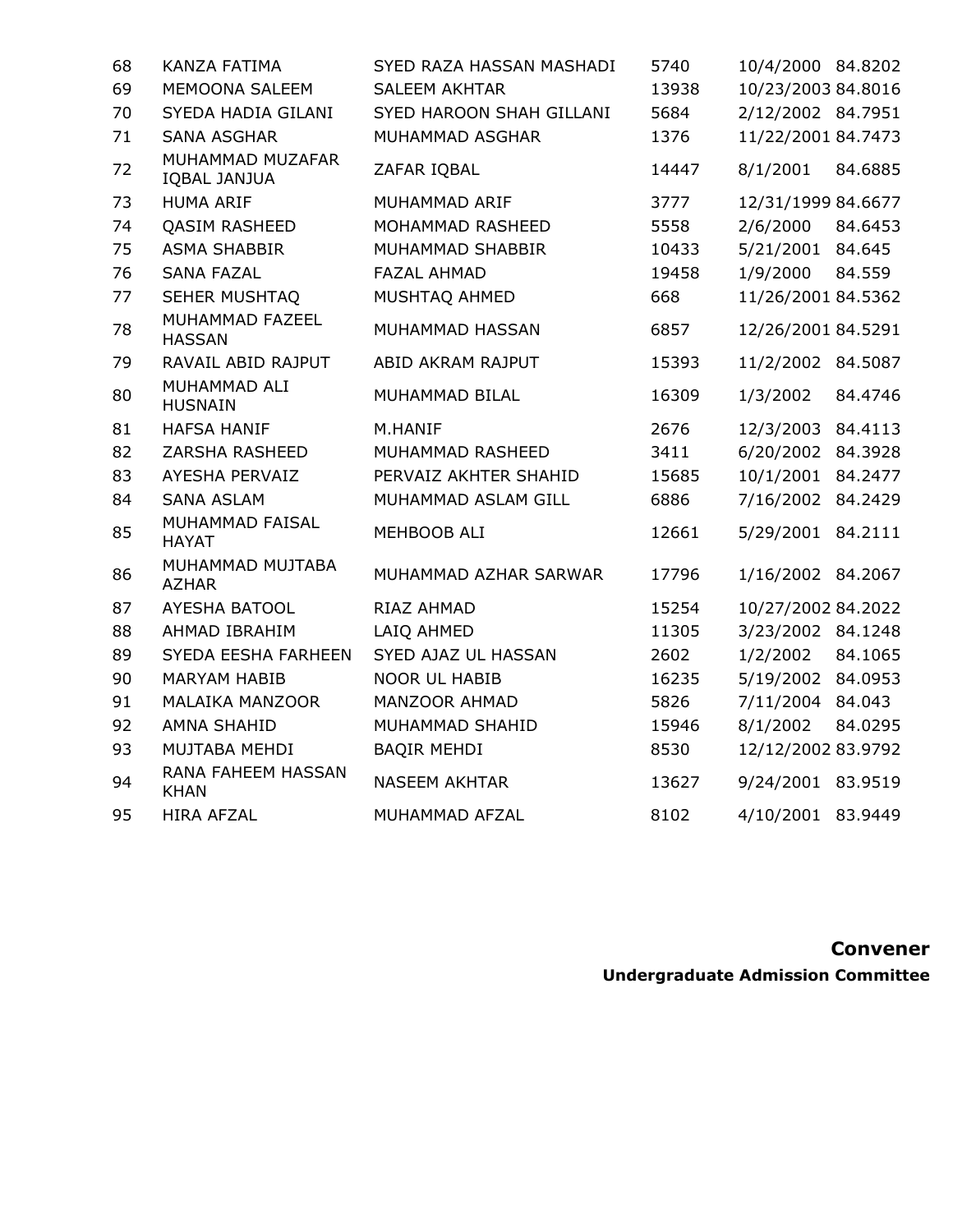| | | | | | |
|---|---|---|---|---|---|
| 68 | KANZA FATIMA | SYED RAZA HASSAN MASHADI | 5740 | 10/4/2000 | 84.8202 |
| 69 | MEMOONA SALEEM | SALEEM AKHTAR | 13938 | 10/23/2003 | 84.8016 |
| 70 | SYEDA HADIA GILANI | SYED HAROON SHAH GILLANI | 5684 | 2/12/2002 | 84.7951 |
| 71 | SANA ASGHAR | MUHAMMAD ASGHAR | 1376 | 11/22/2001 | 84.7473 |
| 72 | MUHAMMAD MUZAFAR IQBAL JANJUA | ZAFAR IQBAL | 14447 | 8/1/2001 | 84.6885 |
| 73 | HUMA ARIF | MUHAMMAD ARIF | 3777 | 12/31/1999 | 84.6677 |
| 74 | QASIM RASHEED | MOHAMMAD RASHEED | 5558 | 2/6/2000 | 84.6453 |
| 75 | ASMA SHABBIR | MUHAMMAD SHABBIR | 10433 | 5/21/2001 | 84.645 |
| 76 | SANA FAZAL | FAZAL AHMAD | 19458 | 1/9/2000 | 84.559 |
| 77 | SEHER MUSHTAQ | MUSHTAQ AHMED | 668 | 11/26/2001 | 84.5362 |
| 78 | MUHAMMAD FAZEEL HASSAN | MUHAMMAD HASSAN | 6857 | 12/26/2001 | 84.5291 |
| 79 | RAVAIL ABID RAJPUT | ABID AKRAM RAJPUT | 15393 | 11/2/2002 | 84.5087 |
| 80 | MUHAMMAD ALI HUSNAIN | MUHAMMAD BILAL | 16309 | 1/3/2002 | 84.4746 |
| 81 | HAFSA HANIF | M.HANIF | 2676 | 12/3/2003 | 84.4113 |
| 82 | ZARSHA RASHEED | MUHAMMAD RASHEED | 3411 | 6/20/2002 | 84.3928 |
| 83 | AYESHA PERVAIZ | PERVAIZ AKHTER SHAHID | 15685 | 10/1/2001 | 84.2477 |
| 84 | SANA ASLAM | MUHAMMAD ASLAM GILL | 6886 | 7/16/2002 | 84.2429 |
| 85 | MUHAMMAD FAISAL HAYAT | MEHBOOB ALI | 12661 | 5/29/2001 | 84.2111 |
| 86 | MUHAMMAD MUJTABA AZHAR | MUHAMMAD AZHAR SARWAR | 17796 | 1/16/2002 | 84.2067 |
| 87 | AYESHA BATOOL | RIAZ AHMAD | 15254 | 10/27/2002 | 84.2022 |
| 88 | AHMAD IBRAHIM | LAIQ AHMED | 11305 | 3/23/2002 | 84.1248 |
| 89 | SYEDA EESHA FARHEEN | SYED AJAZ UL HASSAN | 2602 | 1/2/2002 | 84.1065 |
| 90 | MARYAM HABIB | NOOR UL HABIB | 16235 | 5/19/2002 | 84.0953 |
| 91 | MALAIKA MANZOOR | MANZOOR AHMAD | 5826 | 7/11/2004 | 84.043 |
| 92 | AMNA SHAHID | MUHAMMAD SHAHID | 15946 | 8/1/2002 | 84.0295 |
| 93 | MUJTABA MEHDI | BAQIR MEHDI | 8530 | 12/12/2002 | 83.9792 |
| 94 | RANA FAHEEM HASSAN KHAN | NASEEM AKHTAR | 13627 | 9/24/2001 | 83.9519 |
| 95 | HIRA AFZAL | MUHAMMAD AFZAL | 8102 | 4/10/2001 | 83.9449 |

**Convener**
**Undergraduate Admission Committee**